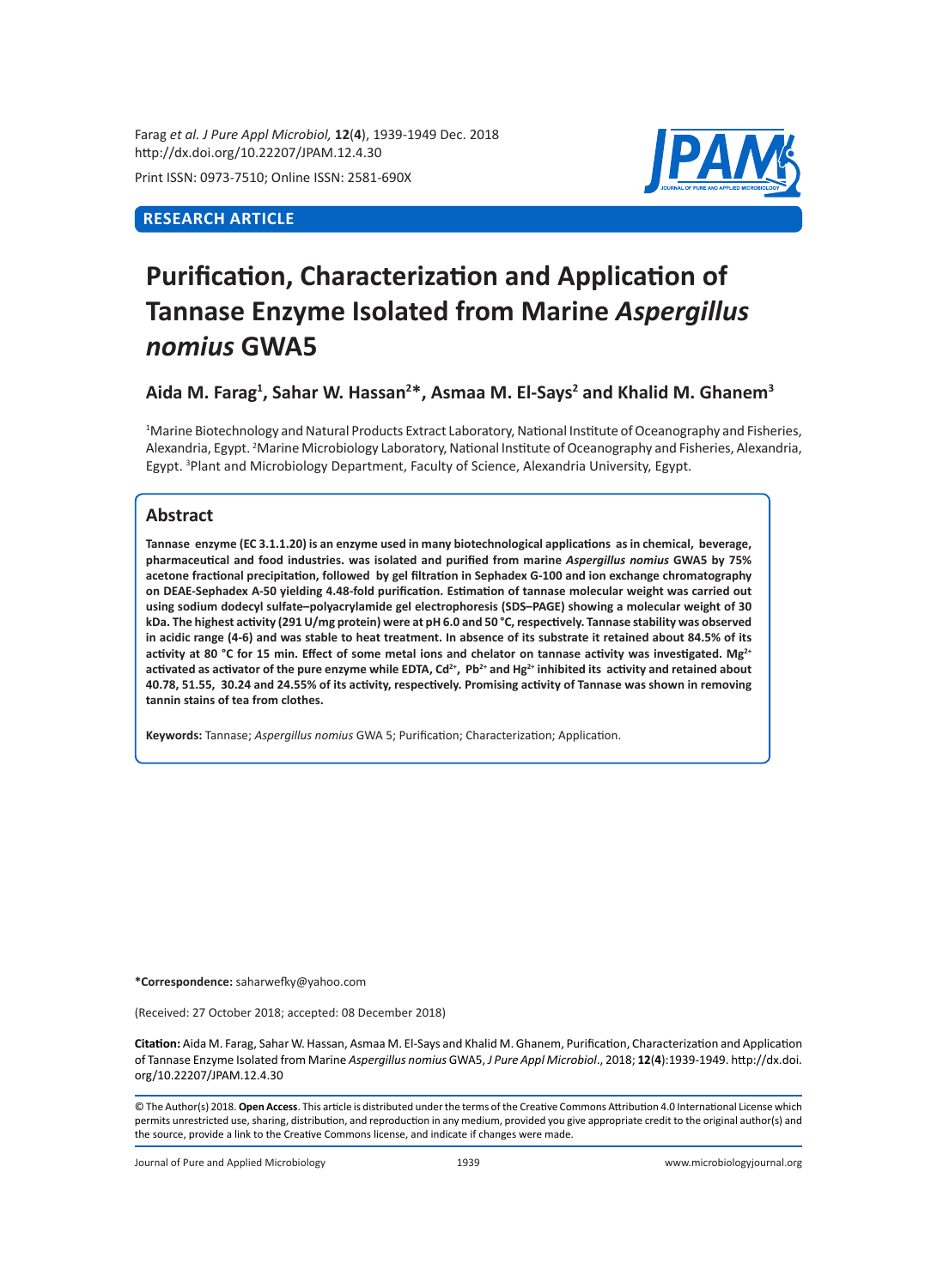RESEARCH ARTICLE

# Purification, Characterization and Application of Tannase Enzyme Isolated from Marine *Aspergillus nomius* GWA5

**Aida M. Farag[1], Sahar W. Hassan[2]*, Asmaa M. El-Says[2] and Khalid M. Ghanem[3]**

[1]Marine Biotechnology and Natural Products Extract Laboratory, National Institute of Oceanography and Fisheries, Alexandria, Egypt. [2]Marine Microbiology Laboratory, National Institute of Oceanography and Fisheries, Alexandria, Egypt. [3]Plant and Microbiology Department, Faculty of Science, Alexandria University, Egypt.

## Abstract

**Tannase enzyme (EC 3.1.1.20) is an enzyme used in many biotechnological applications as in chemical, beverage, pharmaceutical and food industries. was isolated and purified from marine *Aspergillus nomius* GWA5 by 75% acetone fractional precipitation, followed by gel filtration in Sephadex G-100 and ion exchange chromatography on DEAE-Sephadex A-50 yielding 4.48-fold purification. Estimation of tannase molecular weight was carried out using sodium dodecyl sulfate–polyacrylamide gel electrophoresis (SDS–PAGE) showing a molecular weight of 30 kDa. The highest activity (291 U/mg protein) were at pH 6.0 and 50 °C, respectively. Tannase stability was observed in acidic range (4-6) and was stable to heat treatment. In absence of its substrate it retained about 84.5% of its activity at 80 °C for 15 min. Effect of some metal ions and chelator on tannase activity was investigated. $Mg^{2+}$ activated as activator of the pure enzyme while EDTA, $Cd^{2+}$, $Pb^{2+}$ and $Hg^{2+}$ inhibited its activity and retained about 40.78, 51.55, 30.24 and 24.55% of its activity, respectively. Promising activity of Tannase was shown in removing tannin stains of tea from clothes.**

**Keywords:** Tannase; *Aspergillus nomius* GWA 5; Purification; Characterization; Application.

***Correspondence:** saharwefky@yahoo.com

(Received: 27 October 2018; accepted: 08 December 2018)

**Citation:** Aida M. Farag, Sahar W. Hassan, Asmaa M. El-Says and Khalid M. Ghanem, Purification, Characterization and Application of Tannase Enzyme Isolated from Marine *Aspergillus nomius* GWA5, *J Pure Appl Microbiol*., 2018; **12**(**4**):1939-1949. http://dx.doi.org/10.22207/JPAM.12.4.30

© The Author(s) 2018. **Open Access**. This article is distributed under the terms of the Creative Commons Attribution 4.0 International License which permits unrestricted use, sharing, distribution, and reproduction in any medium, provided you give appropriate credit to the original author(s) and the source, provide a link to the Creative Commons license, and indicate if changes were made.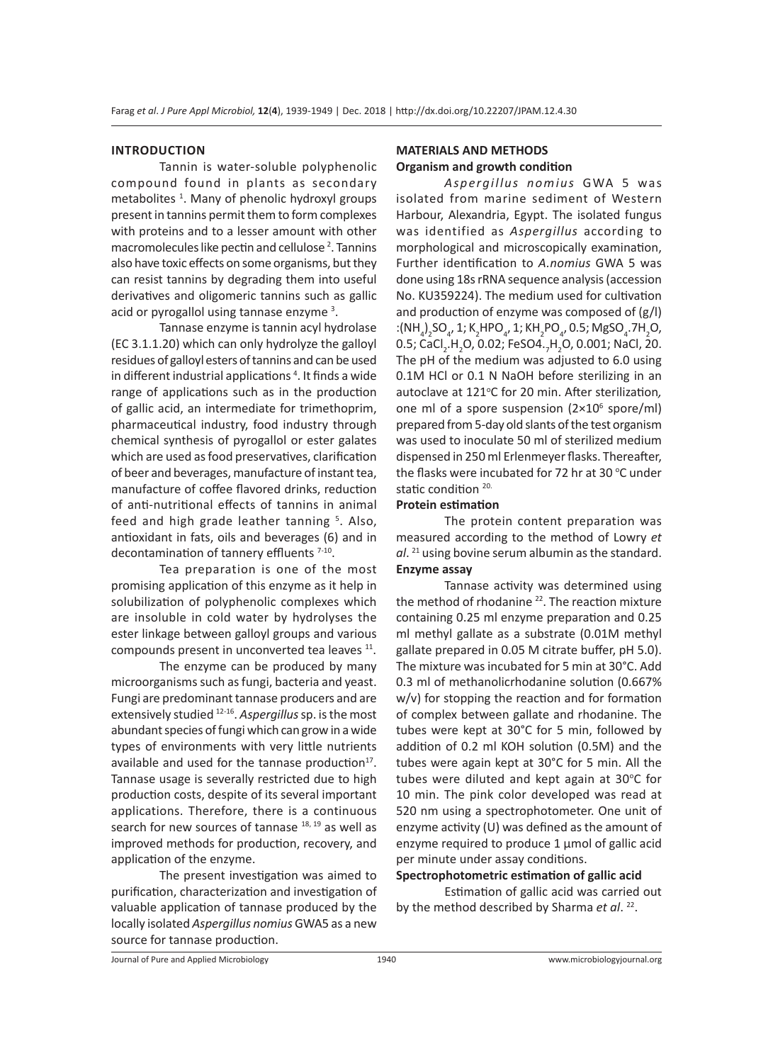## INTRODUCTION

Tannin is water-soluble polyphenolic compound found in plants as secondary metabolites [1]. Many of phenolic hydroxyl groups present in tannins permit them to form complexes with proteins and to a lesser amount with other macromolecules like pectin and cellulose [2]. Tannins also have toxic effects on some organisms, but they can resist tannins by degrading them into useful derivatives and oligomeric tannins such as gallic acid or pyrogallol using tannase enzyme [3].

Tannase enzyme is tannin acyl hydrolase (EC 3.1.1.20) which can only hydrolyze the galloyl residues of galloyl esters of tannins and can be used in different industrial applications [4]. It finds a wide range of applications such as in the production of gallic acid, an intermediate for trimethoprim, pharmaceutical industry, food industry through chemical synthesis of pyrogallol or ester galates which are used as food preservatives, clarification of beer and beverages, manufacture of instant tea, manufacture of coffee flavored drinks, reduction of anti-nutritional effects of tannins in animal feed and high grade leather tanning [5]. Also, antioxidant in fats, oils and beverages (6) and in decontamination of tannery effluents [7-10].

Tea preparation is one of the most promising application of this enzyme as it help in solubilization of polyphenolic complexes which are insoluble in cold water by hydrolyses the ester linkage between galloyl groups and various compounds present in unconverted tea leaves [11].

The enzyme can be produced by many microorganisms such as fungi, bacteria and yeast. Fungi are predominant tannase producers and are extensively studied [12-16]. *Aspergillus* sp. is the most abundant species of fungi which can grow in a wide types of environments with very little nutrients available and used for the tannase production[17]. Tannase usage is severally restricted due to high production costs, despite of its several important applications. Therefore, there is a continuous search for new sources of tannase [18, 19] as well as improved methods for production, recovery, and application of the enzyme.

The present investigation was aimed to purification, characterization and investigation of valuable application of tannase produced by the locally isolated *Aspergillus nomius* GWA5 as a new source for tannase production.

## MATERIALS AND METHODS

### Organism and growth condition

*Aspergillus nomius* GWA 5 was isolated from marine sediment of Western Harbour, Alexandria, Egypt. The isolated fungus was identified as *Aspergillus* according to morphological and microscopically examination, Further identification to *A.nomius* GWA 5 was done using 18s rRNA sequence analysis (accession No. KU359224). The medium used for cultivation and production of enzyme was composed of (g/l) :$(NH_4)_2SO_4$, 1; $K_2HPO_4$, 1; $KH_2PO_4$, 0.5; $MgSO_4.7H_2O$, 0.5; $CaCl_2.H_2O$, 0.02; $FeSO4._7H_2O$, 0.001; NaCl, 20. The pH of the medium was adjusted to 6.0 using 0.1M HCl or 0.1 N NaOH before sterilizing in an autoclave at 121°C for 20 min. After sterilization, one ml of a spore suspension ($2\times10^6$ spore/ml) prepared from 5-day old slants of the test organism was used to inoculate 50 ml of sterilized medium dispensed in 250 ml Erlenmeyer flasks. Thereafter, the flasks were incubated for 72 hr at 30 °C under static condition [20].

### Protein estimation

The protein content preparation was measured according to the method of Lowry *et al*. [21] using bovine serum albumin as the standard.

### Enzyme assay

Tannase activity was determined using the method of rhodanine [22]. The reaction mixture containing 0.25 ml enzyme preparation and 0.25 ml methyl gallate as a substrate (0.01M methyl gallate prepared in 0.05 M citrate buffer, pH 5.0). The mixture was incubated for 5 min at 30°C. Add 0.3 ml of methanolicrhodanine solution (0.667% w/v) for stopping the reaction and for formation of complex between gallate and rhodanine. The tubes were kept at 30°C for 5 min, followed by addition of 0.2 ml KOH solution (0.5M) and the tubes were again kept at 30°C for 5 min. All the tubes were diluted and kept again at 30°C for 10 min. The pink color developed was read at 520 nm using a spectrophotometer. One unit of enzyme activity (U) was defined as the amount of enzyme required to produce 1 µmol of gallic acid per minute under assay conditions.

### Spectrophotometric estimation of gallic acid

Estimation of gallic acid was carried out by the method described by Sharma *et al*. [22].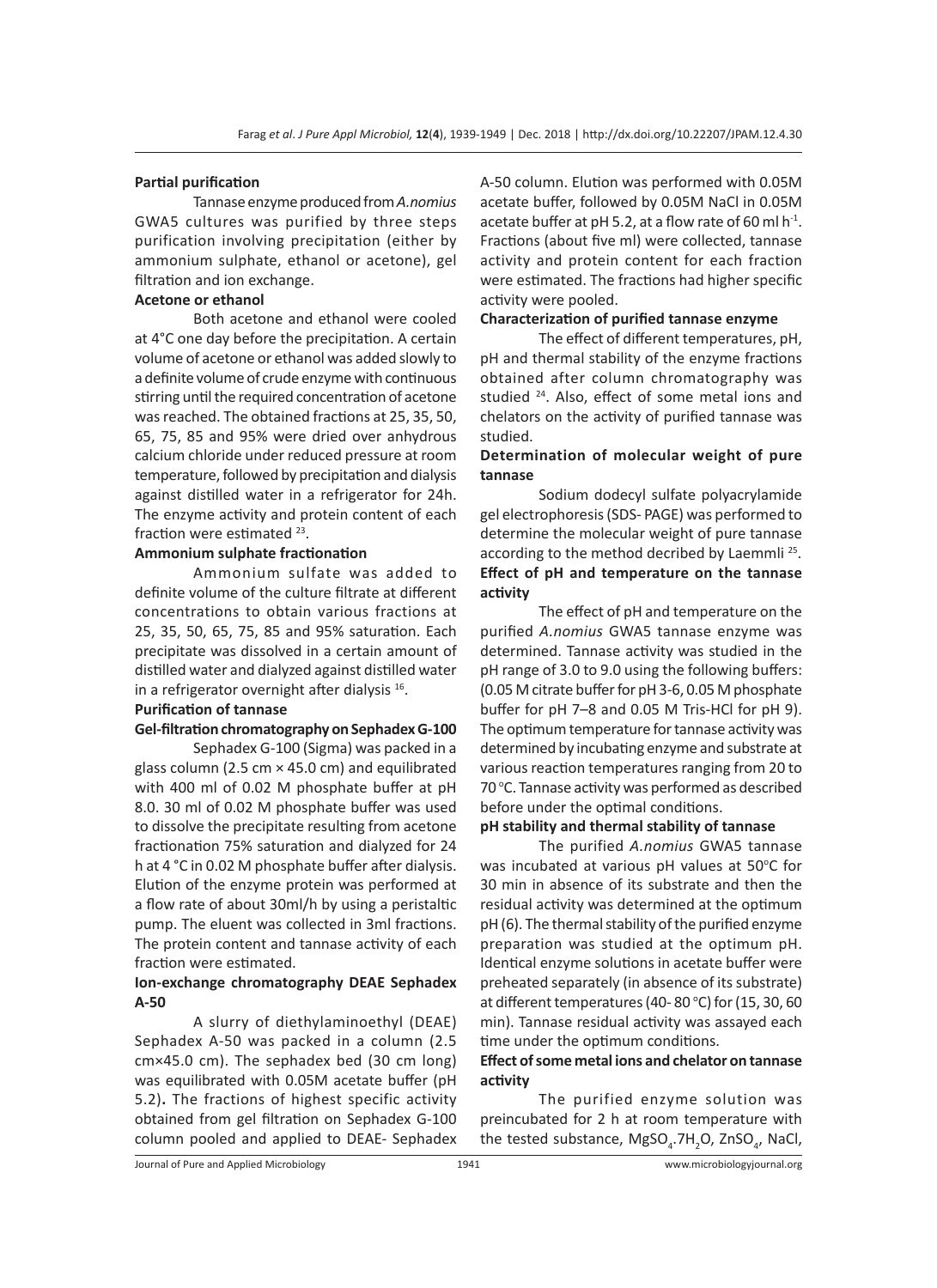**Partial purification**

Tannase enzyme produced from *A.nomius* GWA5 cultures was purified by three steps purification involving precipitation (either by ammonium sulphate, ethanol or acetone), gel filtration and ion exchange.

**Acetone or ethanol**

Both acetone and ethanol were cooled at 4°C one day before the precipitation. A certain volume of acetone or ethanol was added slowly to a definite volume of crude enzyme with continuous stirring until the required concentration of acetone was reached. The obtained fractions at 25, 35, 50, 65, 75, 85 and 95% were dried over anhydrous calcium chloride under reduced pressure at room temperature, followed by precipitation and dialysis against distilled water in a refrigerator for 24h. The enzyme activity and protein content of each fraction were estimated [23].

**Ammonium sulphate fractionation**

Ammonium sulfate was added to definite volume of the culture filtrate at different concentrations to obtain various fractions at 25, 35, 50, 65, 75, 85 and 95% saturation. Each precipitate was dissolved in a certain amount of distilled water and dialyzed against distilled water in a refrigerator overnight after dialysis [16].

**Purification of tannase**

**Gel-filtration chromatography on Sephadex G-100**

Sephadex G-100 (Sigma) was packed in a glass column (2.5 cm × 45.0 cm) and equilibrated with 400 ml of 0.02 M phosphate buffer at pH 8.0. 30 ml of 0.02 M phosphate buffer was used to dissolve the precipitate resulting from acetone fractionation 75% saturation and dialyzed for 24 h at 4 °C in 0.02 M phosphate buffer after dialysis. Elution of the enzyme protein was performed at a flow rate of about 30ml/h by using a peristaltic pump. The eluent was collected in 3ml fractions. The protein content and tannase activity of each fraction were estimated.

**Ion-exchange chromatography DEAE Sephadex A-50**

A slurry of diethylaminoethyl (DEAE) Sephadex A-50 was packed in a column (2.5 cm×45.0 cm). The sephadex bed (30 cm long) was equilibrated with 0.05M acetate buffer (pH 5.2). The fractions of highest specific activity obtained from gel filtration on Sephadex G-100 column pooled and applied to DEAE- Sephadex A-50 column. Elution was performed with 0.05M acetate buffer, followed by 0.05M NaCl in 0.05M acetate buffer at pH 5.2, at a flow rate of 60 ml $h^{-1}$. Fractions (about five ml) were collected, tannase activity and protein content for each fraction were estimated. The fractions had higher specific activity were pooled.

**Characterization of purified tannase enzyme**

The effect of different temperatures, pH, pH and thermal stability of the enzyme fractions obtained after column chromatography was studied [24]. Also, effect of some metal ions and chelators on the activity of purified tannase was studied.

**Determination of molecular weight of pure tannase**

Sodium dodecyl sulfate polyacrylamide gel electrophoresis (SDS- PAGE) was performed to determine the molecular weight of pure tannase according to the method decribed by Laemmli [25].

**Effect of pH and temperature on the tannase activity**

The effect of pH and temperature on the purified *A.nomius* GWA5 tannase enzyme was determined. Tannase activity was studied in the pH range of 3.0 to 9.0 using the following buffers: (0.05 M citrate buffer for pH 3-6, 0.05 M phosphate buffer for pH 7–8 and 0.05 M Tris-HCl for pH 9). The optimum temperature for tannase activity was determined by incubating enzyme and substrate at various reaction temperatures ranging from 20 to 70 °C. Tannase activity was performed as described before under the optimal conditions.

**pH stability and thermal stability of tannase**

The purified *A.nomius* GWA5 tannase was incubated at various pH values at 50°C for 30 min in absence of its substrate and then the residual activity was determined at the optimum pH (6). The thermal stability of the purified enzyme preparation was studied at the optimum pH. Identical enzyme solutions in acetate buffer were preheated separately (in absence of its substrate) at different temperatures (40- 80 °C) for (15, 30, 60 min). Tannase residual activity was assayed each time under the optimum conditions.

**Effect of some metal ions and chelator on tannase activity**

The purified enzyme solution was preincubated for 2 h at room temperature with the tested substance, $MgSO_4.7H_2O$, $ZnSO_4$, NaCl,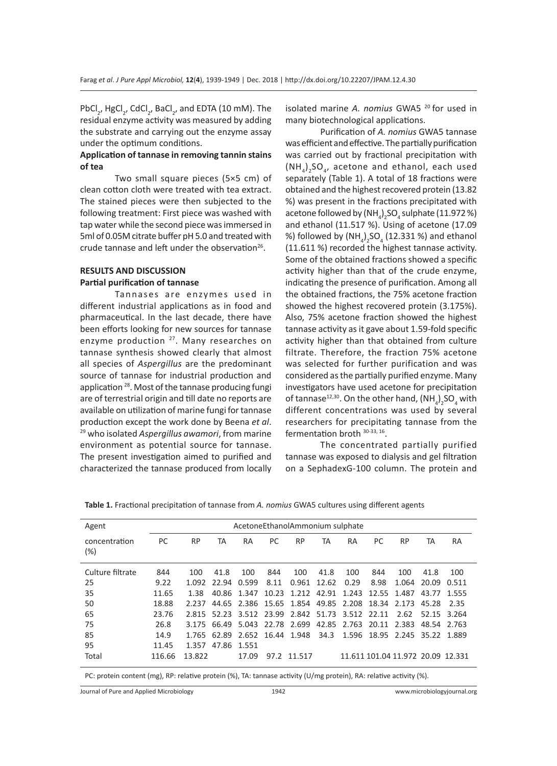$PbCl_2$, $HgCl_2$, $CdCl_2$, $BaCl_2$, and EDTA (10 mM). The residual enzyme activity was measured by adding the substrate and carrying out the enzyme assay under the optimum conditions.

### Application of tannase in removing tannin stains of tea

Two small square pieces (5×5 cm) of clean cotton cloth were treated with tea extract. The stained pieces were then subjected to the following treatment: First piece was washed with tap water while the second piece was immersed in 5ml of 0.05M citrate buffer pH 5.0 and treated with crude tannase and left under the observation[26].

## RESULTS AND DISCUSSION

### Partial purification of tannase

Tannases are enzymes used in different industrial applications as in food and pharmaceutical. In the last decade, there have been efforts looking for new sources for tannase enzyme production [27]. Many researches on tannase synthesis showed clearly that almost all species of *Aspergillus* are the predominant source of tannase for industrial production and application [28]. Most of the tannase producing fungi are of terrestrial origin and till date no reports are available on utilization of marine fungi for tannase production except the work done by Beena *et al*. [29] who isolated *Aspergillus awamori*, from marine environment as potential source for tannase. The present investigation aimed to purified and characterized the tannase produced from locally isolated marine *A. nomius* GWA5 [20] for used in many biotechnological applications.

Purification of *A. nomius* GWA5 tannase was efficient and effective. The partially purification was carried out by fractional precipitation with $(NH_4)_2SO_4$, acetone and ethanol, each used separately (Table 1). A total of 18 fractions were obtained and the highest recovered protein (13.82 %) was present in the fractions precipitated with acetone followed by $(NH_4)_2SO_4$ sulphate (11.972 %) and ethanol (11.517 %). Using of acetone (17.09 %) followed by $(NH_4)_2SO_4$ (12.331 %) and ethanol (11.611 %) recorded the highest tannase activity. Some of the obtained fractions showed a specific activity higher than that of the crude enzyme, indicating the presence of purification. Among all the obtained fractions, the 75% acetone fraction showed the highest recovered protein (3.175%). Also, 75% acetone fraction showed the highest tannase activity as it gave about 1.59-fold specific activity higher than that obtained from culture filtrate. Therefore, the fraction 75% acetone was selected for further purification and was considered as the partially purified enzyme. Many investigators have used acetone for precipitation of tannase[12,30]. On the other hand, $(NH_4)_2SO_4$ with different concentrations was used by several researchers for precipitating tannase from the fermentation broth [30-33, 16].

The concentrated partially purified tannase was exposed to dialysis and gel filtration on a SephadexG-100 column. The protein and

**Table 1.** Fractional precipitation of tannase from *A. nomius* GWA5 cultures using different agents

| Agent | Acetone | | | | Ethanol | | | | Ammonium sulphate | | | |
|---|---|---|---|---|---|---|---|---|---|---|---|---|
| concentration (%) | PC | RP | TA | RA | PC | RP | TA | RA | PC | RP | TA | RA |
| Culture filtrate | 844 | 100 | 41.8 | 100 | 844 | 100 | 41.8 | 100 | 844 | 100 | 41.8 | 100 |
| 25 | 9.22 | 1.092 | 22.94 | 0.599 | 8.11 | 0.961 | 12.62 | 0.29 | 8.98 | 1.064 | 20.09 | 0.511 |
| 35 | 11.65 | 1.38 | 40.86 | 1.347 | 10.23 | 1.212 | 42.91 | 1.243 | 12.55 | 1.487 | 43.77 | 1.555 |
| 50 | 18.88 | 2.237 | 44.65 | 2.386 | 15.65 | 1.854 | 49.85 | 2.208 | 18.34 | 2.173 | 45.28 | 2.35 |
| 65 | 23.76 | 2.815 | 52.23 | 3.512 | 23.99 | 2.842 | 51.73 | 3.512 | 22.11 | 2.62 | 52.15 | 3.264 |
| 75 | 26.8 | 3.175 | 66.49 | 5.043 | 22.78 | 2.699 | 42.85 | 2.763 | 20.11 | 2.383 | 48.54 | 2.763 |
| 85 | 14.9 | 1.765 | 62.89 | 2.652 | 16.44 | 1.948 | 34.3 | 1.596 | 18.95 | 2.245 | 35.22 | 1.889 |
| 95 | 11.45 | 1.357 | 47.86 | 1.551 | | | | | | | | |
| Total | 116.66 | 13.822 | | 17.09 | 97.2 | 11.517 | | 11.611 | 101.04 | 11.972 | 20.09 | 12.331 |

PC: protein content (mg), RP: relative protein (%), TA: tannase activity (U/mg protein), RA: relative activity (%).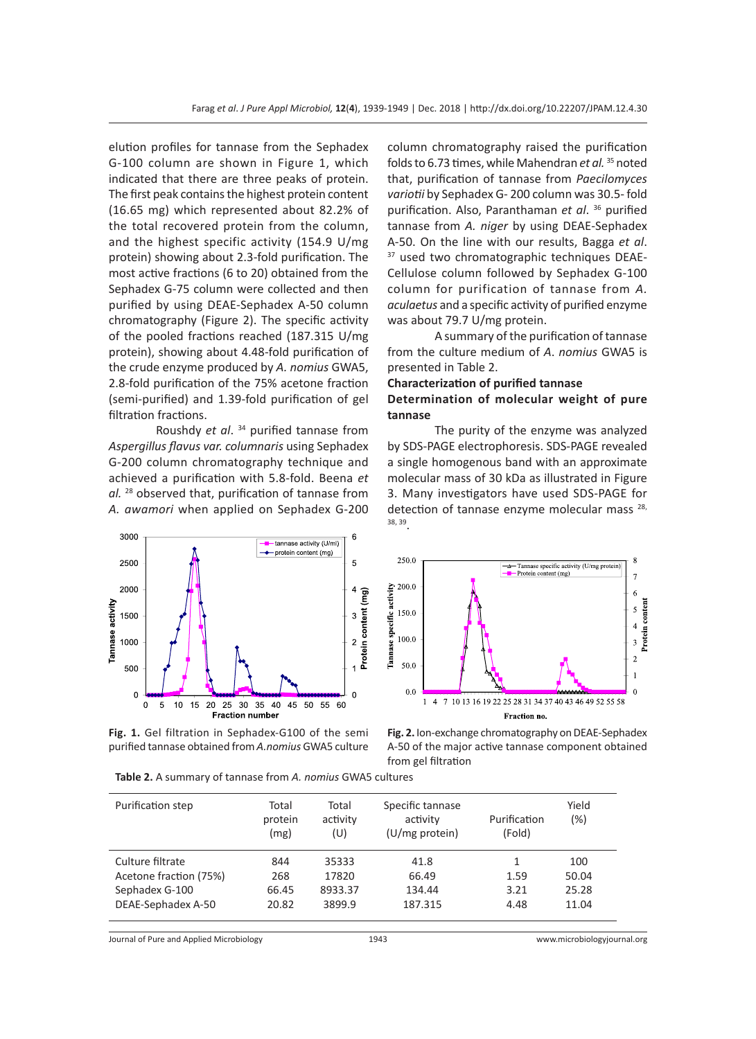elution profiles for tannase from the Sephadex G-100 column are shown in Figure 1, which indicated that there are three peaks of protein. The first peak contains the highest protein content (16.65 mg) which represented about 82.2% of the total recovered protein from the column, and the highest specific activity (154.9 U/mg protein) showing about 2.3-fold purification. The most active fractions (6 to 20) obtained from the Sephadex G-75 column were collected and then purified by using DEAE-Sephadex A-50 column chromatography (Figure 2). The specific activity of the pooled fractions reached (187.315 U/mg protein), showing about 4.48-fold purification of the crude enzyme produced by *A. nomius* GWA5, 2.8-fold purification of the 75% acetone fraction (semi-purified) and 1.39-fold purification of gel filtration fractions.

Roushdy *et al*. [34] purified tannase from *Aspergillus flavus var. columnaris* using Sephadex G-200 column chromatography technique and achieved a purification with 5.8-fold. Beena *et al.* [28] observed that, purification of tannase from *A. awamori* when applied on Sephadex G-200 column chromatography raised the purification folds to 6.73 times, while Mahendran *et al.* [35] noted that, purification of tannase from *Paecilomyces variotii* by Sephadex G- 200 column was 30.5- fold purification. Also, Paranthaman *et al*. [36] purified tannase from *A. niger* by using DEAE-Sephadex A-50. On the line with our results, Bagga *et al*. [37] used two chromatographic techniques DEAE-Cellulose column followed by Sephadex G-100 column for purification of tannase from *A. aculaetus* and a specific activity of purified enzyme was about 79.7 U/mg protein.

A summary of the purification of tannase from the culture medium of *A. nomius* GWA5 is presented in Table 2.

### Characterization of purified tannase

### Determination of molecular weight of pure tannase

The purity of the enzyme was analyzed by SDS-PAGE electrophoresis. SDS-PAGE revealed a single homogenous band with an approximate molecular mass of 30 kDa as illustrated in Figure 3. Many investigators have used SDS-PAGE for detection of tannase enzyme molecular mass [28, 38, 39].

**Fig. 1.** Gel filtration in Sephadex-G100 of the semi purified tannase obtained from *A.nomius* GWA5 culture

**Fig. 2.** Ion-exchange chromatography on DEAE-Sephadex A-50 of the major active tannase component obtained from gel filtration

**Table 2.** A summary of tannase from *A. nomius* GWA5 cultures

| Purification step | Total protein (mg) | Total activity (U) | Specific tannase activity (U/mg protein) | Purification (Fold) | Yield (%) |
|---|---|---|---|---|---|
| Culture filtrate | 844 | 35333 | 41.8 | 1 | 100 |
| Acetone fraction (75%) | 268 | 17820 | 66.49 | 1.59 | 50.04 |
| Sephadex G-100 | 66.45 | 8933.37 | 134.44 | 3.21 | 25.28 |
| DEAE-Sephadex A-50 | 20.82 | 3899.9 | 187.315 | 4.48 | 11.04 |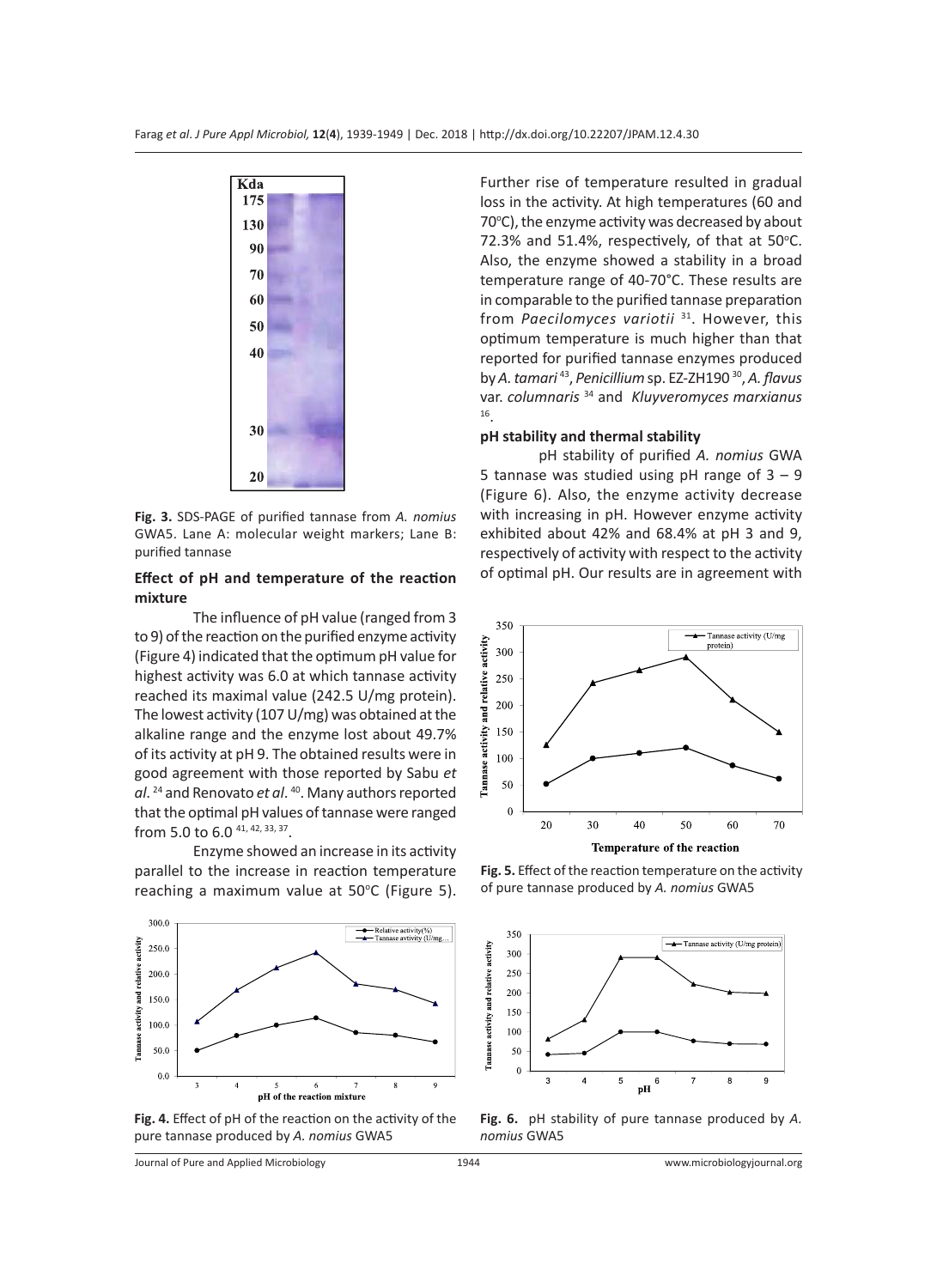**Fig. 3.** SDS-PAGE of purified tannase from *A. nomius* GWA5. Lane A: molecular weight markers; Lane B: purified tannase

### Effect of pH and temperature of the reaction mixture

The influence of pH value (ranged from 3 to 9) of the reaction on the purified enzyme activity (Figure 4) indicated that the optimum pH value for highest activity was 6.0 at which tannase activity reached its maximal value (242.5 U/mg protein). The lowest activity (107 U/mg) was obtained at the alkaline range and the enzyme lost about 49.7% of its activity at pH 9. The obtained results were in good agreement with those reported by Sabu *et al*. [24] and Renovato *et al*. [40]. Many authors reported that the optimal pH values of tannase were ranged from 5.0 to 6.0 [41, 42, 33, 37].

Enzyme showed an increase in its activity parallel to the increase in reaction temperature reaching a maximum value at 50°C (Figure 5). Further rise of temperature resulted in gradual loss in the activity. At high temperatures (60 and 70°C), the enzyme activity was decreased by about 72.3% and 51.4%, respectively, of that at 50°C. Also, the enzyme showed a stability in a broad temperature range of 40-70°C. These results are in comparable to the purified tannase preparation from *Paecilomyces variotii* [31]. However, this optimum temperature is much higher than that reported for purified tannase enzymes produced by *A. tamari* [43], *Penicillium* sp. EZ-ZH190 [30], *A. flavus* var. *columnaris* [34] and *Kluyveromyces marxianus* [16].

### pH stability and thermal stability

pH stability of purified *A. nomius* GWA 5 tannase was studied using pH range of 3 – 9 (Figure 6). Also, the enzyme activity decrease with increasing in pH. However enzyme activity exhibited about 42% and 68.4% at pH 3 and 9, respectively of activity with respect to the activity of optimal pH. Our results are in agreement with

**Fig. 4.** Effect of pH of the reaction on the activity of the pure tannase produced by *A. nomius* GWA5

**Fig. 5.** Effect of the reaction temperature on the activity of pure tannase produced by *A. nomius* GWA5

**Fig. 6.** pH stability of pure tannase produced by *A. nomius* GWA5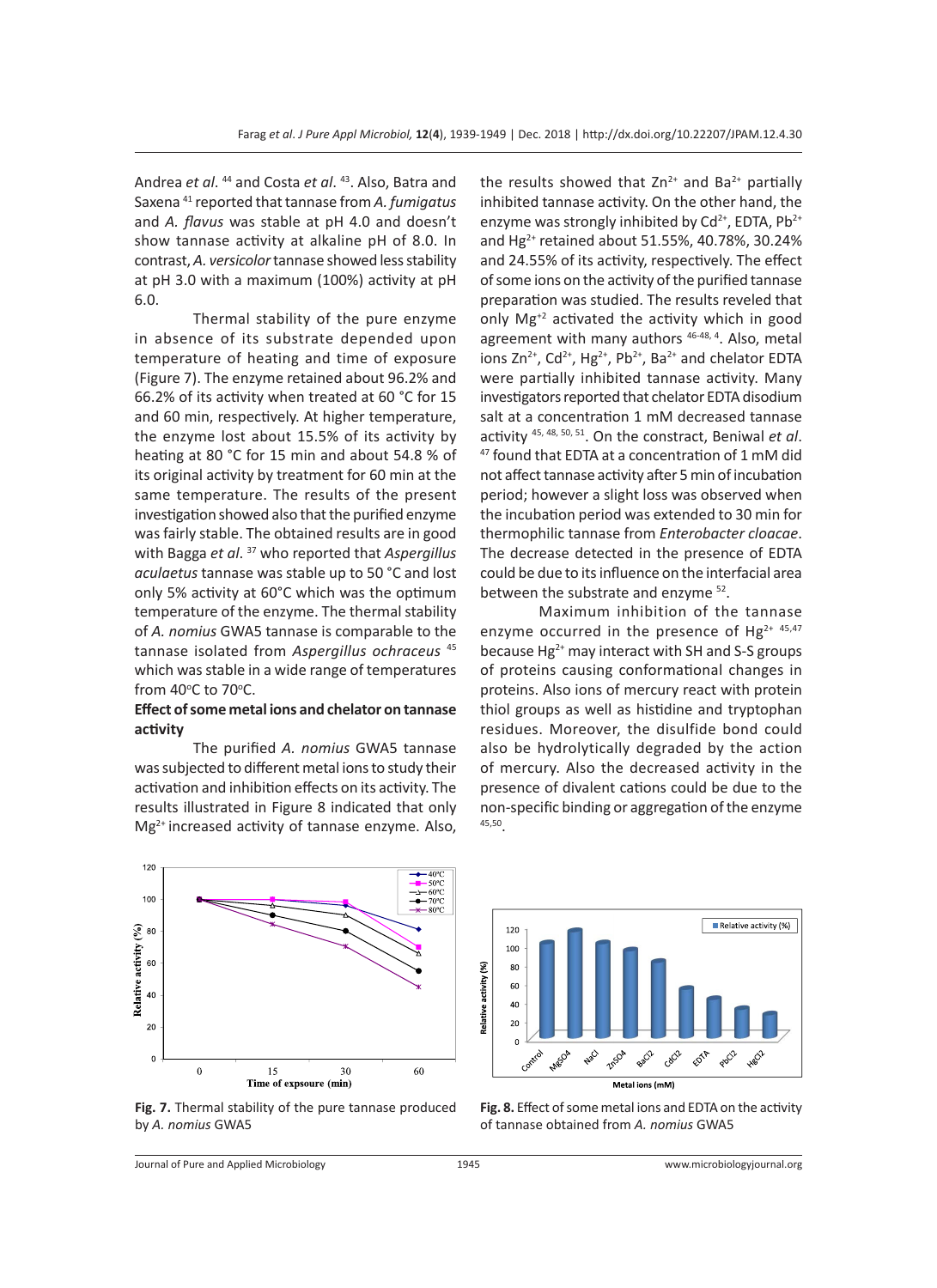Andrea *et al*. [44] and Costa *et al*. [43]. Also, Batra and Saxena [41] reported that tannase from *A. fumigatus* and *A. flavus* was stable at pH 4.0 and doesn't show tannase activity at alkaline pH of 8.0. In contrast, *A. versicolor* tannase showed less stability at pH 3.0 with a maximum (100%) activity at pH 6.0.

Thermal stability of the pure enzyme in absence of its substrate depended upon temperature of heating and time of exposure (Figure 7). The enzyme retained about 96.2% and 66.2% of its activity when treated at 60 °C for 15 and 60 min, respectively. At higher temperature, the enzyme lost about 15.5% of its activity by heating at 80 °C for 15 min and about 54.8 % of its original activity by treatment for 60 min at the same temperature. The results of the present investigation showed also that the purified enzyme was fairly stable. The obtained results are in good with Bagga *et al*. [37] who reported that *Aspergillus aculaetus* tannase was stable up to 50 °C and lost only 5% activity at 60°C which was the optimum temperature of the enzyme. The thermal stability of *A. nomius* GWA5 tannase is comparable to the tannase isolated from *Aspergillus ochraceus* [45] which was stable in a wide range of temperatures from 40°C to 70°C.

### Effect of some metal ions and chelator on tannase activity

The purified *A. nomius* GWA5 tannase was subjected to different metal ions to study their activation and inhibition effects on its activity. The results illustrated in Figure 8 indicated that only $Mg^{2+}$ increased activity of tannase enzyme. Also, the results showed that $Zn^{2+}$ and $Ba^{2+}$ partially inhibited tannase activity. On the other hand, the enzyme was strongly inhibited by $Cd^{2+}$, EDTA, $Pb^{2+}$ and $Hg^{2+}$ retained about 51.55%, 40.78%, 30.24% and 24.55% of its activity, respectively. The effect of some ions on the activity of the purified tannase preparation was studied. The results reveled that only $Mg^{+2}$ activated the activity which in good agreement with many authors [46-48, 4]. Also, metal ions $Zn^{2+}$, $Cd^{2+}$, $Hg^{2+}$, $Pb^{2+}$, $Ba^{2+}$ and chelator EDTA were partially inhibited tannase activity. Many investigators reported that chelator EDTA disodium salt at a concentration 1 mM decreased tannase activity [45, 48, 50, 51]. On the constract, Beniwal *et al*. [47] found that EDTA at a concentration of 1 mM did not affect tannase activity after 5 min of incubation period; however a slight loss was observed when the incubation period was extended to 30 min for thermophilic tannase from *Enterobacter cloacae*. The decrease detected in the presence of EDTA could be due to its influence on the interfacial area between the substrate and enzyme [52].

Maximum inhibition of the tannase enzyme occurred in the presence of $Hg^{2+}$ [45,47] because $Hg^{2+}$ may interact with SH and S-S groups of proteins causing conformational changes in proteins. Also ions of mercury react with protein thiol groups as well as histidine and tryptophan residues. Moreover, the disulfide bond could also be hydrolytically degraded by the action of mercury. Also the decreased activity in the presence of divalent cations could be due to the non-specific binding or aggregation of the enzyme [45,50].

**Fig. 7.** Thermal stability of the pure tannase produced by *A. nomius* GWA5

**Fig. 8.** Effect of some metal ions and EDTA on the activity of tannase obtained from *A. nomius* GWA5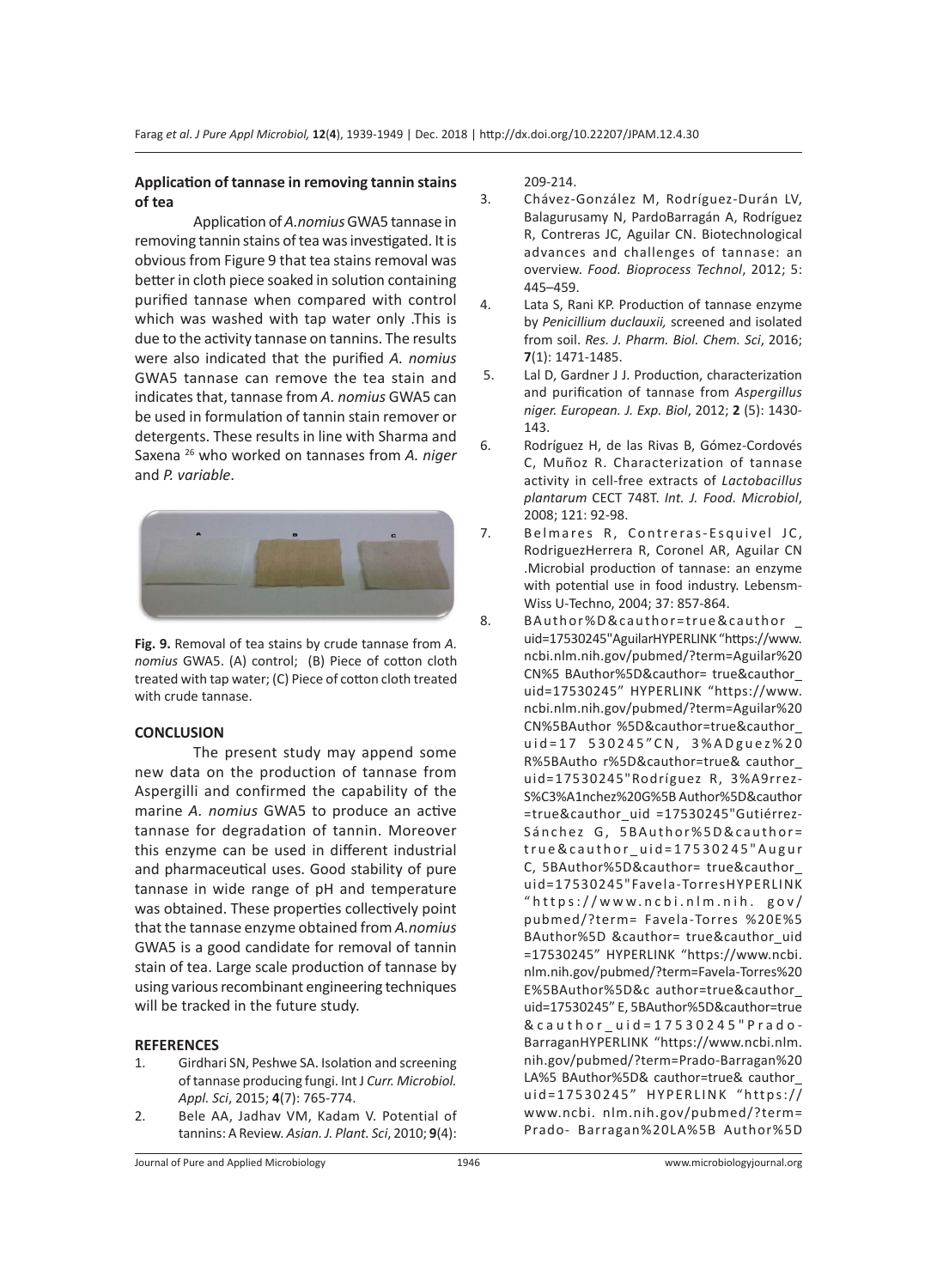### Application of tannase in removing tannin stains of tea

Application of *A.nomius* GWA5 tannase in removing tannin stains of tea was investigated. It is obvious from Figure 9 that tea stains removal was better in cloth piece soaked in solution containing purified tannase when compared with control which was washed with tap water only .This is due to the activity tannase on tannins. The results were also indicated that the purified *A. nomius* GWA5 tannase can remove the tea stain and indicates that, tannase from *A. nomius* GWA5 can be used in formulation of tannin stain remover or detergents. These results in line with Sharma and Saxena [26] who worked on tannases from *A. niger* and *P. variable*.

**Fig. 9.** Removal of tea stains by crude tannase from *A. nomius* GWA5. (A) control; (B) Piece of cotton cloth treated with tap water; (C) Piece of cotton cloth treated with crude tannase.

### CONCLUSION

The present study may append some new data on the production of tannase from Aspergilli and confirmed the capability of the marine *A. nomius* GWA5 to produce an active tannase for degradation of tannin. Moreover this enzyme can be used in different industrial and pharmaceutical uses. Good stability of pure tannase in wide range of pH and temperature was obtained. These properties collectively point that the tannase enzyme obtained from *A.nomius* GWA5 is a good candidate for removal of tannin stain of tea. Large scale production of tannase by using various recombinant engineering techniques will be tracked in the future study.

### REFERENCES

1. Girdhari SN, Peshwe SA. Isolation and screening of tannase producing fungi. Int J *Curr. Microbiol. Appl. Sci*, 2015; **4**(7): 765-774.
2. Bele AA, Jadhav VM, Kadam V. Potential of tannins: A Review. *Asian. J. Plant. Sci*, 2010; **9**(4): 209-214.
3. Chávez-González M, Rodríguez-Durán LV, Balagurusamy N, PardoBarragán A, Rodríguez R, Contreras JC, Aguilar CN. Biotechnological advances and challenges of tannase: an overview. *Food. Bioprocess Technol*, 2012; 5: 445–459.
4. Lata S, Rani KP. Production of tannase enzyme by *Penicillium duclauxii,* screened and isolated from soil. *Res. J. Pharm. Biol. Chem. Sci*, 2016; **7**(1): 1471-1485.
5. Lal D, Gardner J J. Production, characterization and purification of tannase from *Aspergillus niger. European. J. Exp. Biol*, 2012; **2** (5): 1430-143.
6. Rodríguez H, de las Rivas B, Gómez-Cordovés C, Muñoz R. Characterization of tannase activity in cell-free extracts of *Lactobacillus plantarum* CECT 748T. *Int. J. Food. Microbiol*, 2008; 121: 92-98.
7. Belmares R, Contreras-Esquivel JC, RodriguezHerrera R, Coronel AR, Aguilar CN .Microbial production of tannase: an enzyme with potential use in food industry. Lebensm-Wiss U-Techno, 2004; 37: 857-864.
8. BAuthor%D&cauthor=true&cauthor_uid=17530245"AguilarHYPERLINK "https://www.ncbi.nlm.nih.gov/pubmed/?term=Aguilar%20CN%5 BAuthor%5D&cauthor= true&cauthor_uid=17530245" HYPERLINK "https://www.ncbi.nlm.nih.gov/pubmed/?term=Aguilar%20CN%5BAuthor %5D&cauthor=true&cauthor_uid=17 530245"CN, 3%ADguez%20R%5BAutho r%5D&cauthor=true& cauthor_uid=17530245"Rodríguez R, 3%A9rrez-S%C3%A1nchez%20G%5B Author%5D&cauthor =true&cauthor_uid =17530245"Gutiérrez-Sánchez G, 5BAuthor%5D&cauthor= true&cauthor_uid=17530245"Augur C, 5BAuthor%5D&cauthor= true&cauthor_uid=17530245"Favela-TorresHYPERLINK "https://www.ncbi.nlm.nih. gov/pubmed/?term= Favela-Torres %20E%5 BAuthor%5D &cauthor= true&cauthor_uid =17530245" HYPERLINK "https://www.ncbi.nlm.nih.gov/pubmed/?term=Favela-Torres%20E%5BAuthor%5D&c author=true&cauthor_uid=17530245" E, 5BAuthor%5D&cauthor=true &cauthor_uid=17530245"Prado-BarraganHYPERLINK "https://www.ncbi.nlm.nih.gov/pubmed/?term=Prado-Barragan%20LA%5 BAuthor%5D& cauthor=true& cauthor_uid=17530245" HYPERLINK "https://www.ncbi. nlm.nih.gov/pubmed/?term= Prado- Barragan%20LA%5B Author%5D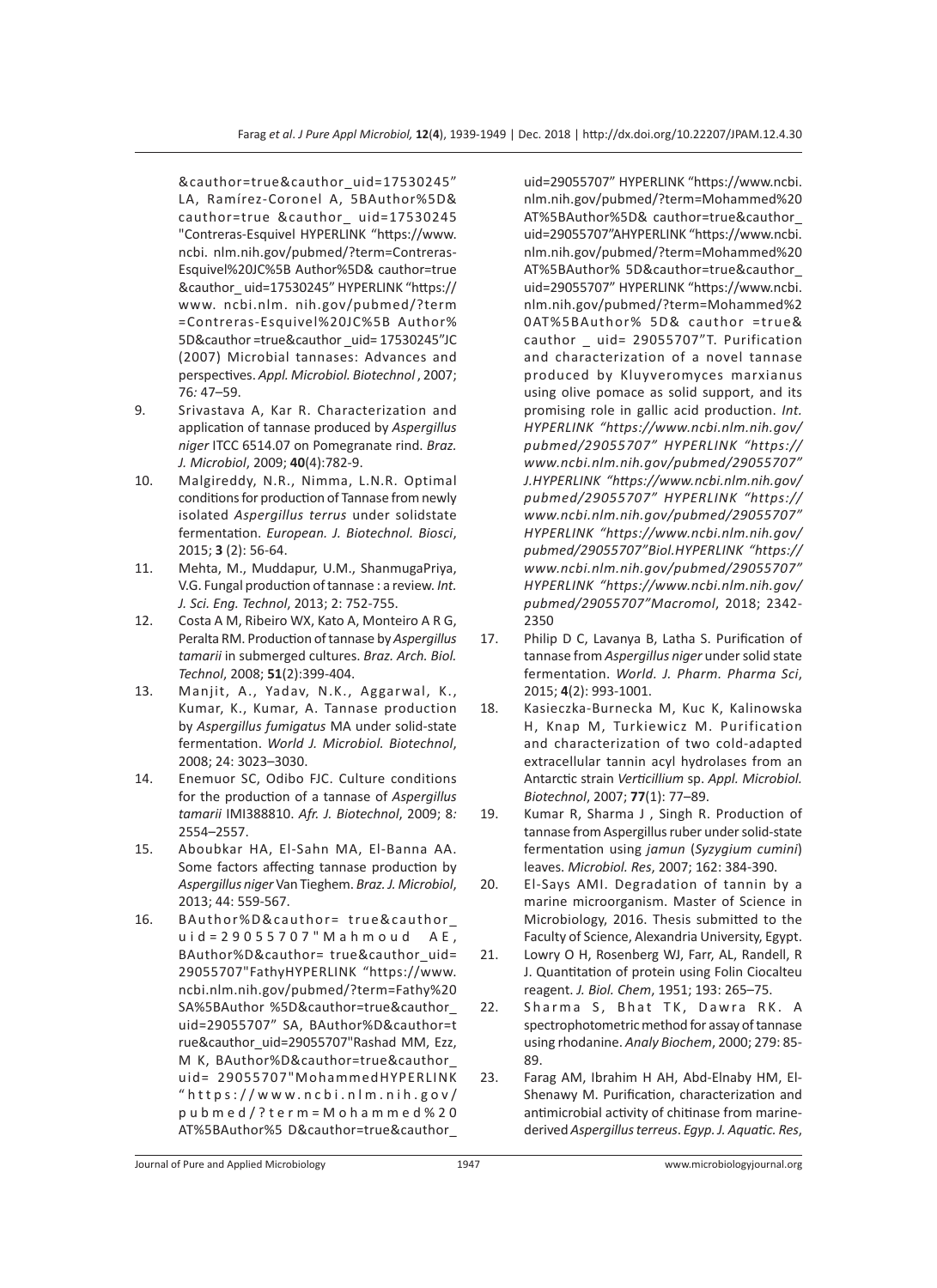&cauthor=true&cauthor_uid=17530245" LA, Ramírez-Coronel A, 5BAuthor%5D& cauthor=true &cauthor_ uid=17530245 "Contreras-Esquivel HYPERLINK "https://www. ncbi. nlm.nih.gov/pubmed/?term=Contreras-Esquivel%20JC%5B Author%5D& cauthor=true &cauthor_ uid=17530245" HYPERLINK "https:// www. ncbi.nlm. nih.gov/pubmed/?term =Contreras-Esquivel%20JC%5B Author% 5D&cauthor =true&cauthor _uid= 17530245"JC (2007) Microbial tannases: Advances and perspectives. *Appl. Microbiol. Biotechnol* , 2007; 76*:* 47–59.

9. Srivastava A, Kar R. Characterization and application of tannase produced by *Aspergillus niger* ITCC 6514.07 on Pomegranate rind. *Braz. J. Microbiol*, 2009; **40**(4):782-9.
10. Malgireddy, N.R., Nimma, L.N.R. Optimal conditions for production of Tannase from newly isolated *Aspergillus terrus* under solidstate fermentation. *European. J. Biotechnol. Biosci*, 2015; **3** (2): 56-64.
11. Mehta, M., Muddapur, U.M., ShanmugaPriya, V.G. Fungal production of tannase : a review. *Int. J. Sci. Eng. Technol*, 2013; 2: 752-755.
12. Costa A M, Ribeiro WX, Kato A, Monteiro A R G, Peralta RM. Production of tannase by *Aspergillus tamarii* in submerged cultures. *Braz. Arch. Biol. Technol*, 2008; **51**(2):399-404.
13. Manjit, A., Yadav, N.K., Aggarwal, K., Kumar, K., Kumar, A. Tannase production by *Aspergillus fumigatus* MA under solid-state fermentation. *World J. Microbiol. Biotechnol*, 2008; 24: 3023–3030.
14. Enemuor SC, Odibo FJC. Culture conditions for the production of a tannase of *Aspergillus tamarii* IMI388810. *Afr. J. Biotechnol*, 2009; 8*:* 2554–2557.
15. Aboubkar HA, El-Sahn MA, El-Banna AA. Some factors affecting tannase production by *Aspergillus niger* Van Tieghem. *Braz. J. Microbiol*, 2013; 44: 559-567.
16. BAuthor%D&cauthor= true&cauthor_ uid=29055707"Mahmoud AE, BAuthor%D&cauthor= true&cauthor_uid= 29055707"FathyHYPERLINK "https://www. ncbi.nlm.nih.gov/pubmed/?term=Fathy%20 SA%5BAuthor %5D&cauthor=true&cauthor_ uid=29055707" SA, BAuthor%D&cauthor=true&cauthor_uid=29055707"Rashad MM, Ezz, M K, BAuthor%D&cauthor=true&cauthor_ uid= 29055707"MohammedHYPERLINK "https://www.ncbi.nlm.nih.gov/ pubmed/?term=Mohammed%20 AT%5BAuthor%5 D&cauthor=true&cauthor_ uid=29055707" HYPERLINK "https://www.ncbi. nlm.nih.gov/pubmed/?term=Mohammed%20 AT%5BAuthor%5D& cauthor=true&cauthor_ uid=29055707"AHYPERLINK "https://www.ncbi. nlm.nih.gov/pubmed/?term=Mohammed%20 AT%5BAuthor% 5D&cauthor=true&cauthor_ uid=29055707" HYPERLINK "https://www.ncbi. nlm.nih.gov/pubmed/?term=Mohammed%2 0AT%5BAuthor% 5D& cauthor =true& cauthor _ uid= 29055707"T. Purification and characterization of a novel tannase produced by Kluyveromyces marxianus using olive pomace as solid support, and its promising role in gallic acid production. *Int. HYPERLINK "https://www.ncbi.nlm.nih.gov/ pubmed/29055707" HYPERLINK "https:// www.ncbi.nlm.nih.gov/pubmed/29055707" J.HYPERLINK "https://www.ncbi.nlm.nih.gov/ pubmed/29055707" HYPERLINK "https:// www.ncbi.nlm.nih.gov/pubmed/29055707" HYPERLINK "https://www.ncbi.nlm.nih.gov/ pubmed/29055707"Biol.HYPERLINK "https:// www.ncbi.nlm.nih.gov/pubmed/29055707" HYPERLINK "https://www.ncbi.nlm.nih.gov/ pubmed/29055707"Macromol*, 2018; 2342-2350
17. Philip D C, Lavanya B, Latha S. Purification of tannase from *Aspergillus niger* under solid state fermentation. *World. J. Pharm. Pharma Sci*, 2015; **4**(2): 993-1001.
18. Kasieczka-Burnecka M, Kuc K, Kalinowska H, Knap M, Turkiewicz M. Purification and characterization of two cold-adapted extracellular tannin acyl hydrolases from an Antarctic strain *Verticillium* sp. *Appl. Microbiol. Biotechnol*, 2007; **77**(1): 77–89.
19. Kumar R, Sharma J , Singh R. Production of tannase from Aspergillus ruber under solid-state fermentation using *jamun* (*Syzygium cumini*) leaves. *Microbiol. Res*, 2007; 162: 384-390.
20. El-Says AMI. Degradation of tannin by a marine microorganism. Master of Science in Microbiology, 2016. Thesis submitted to the Faculty of Science, Alexandria University, Egypt.
21. Lowry O H, Rosenberg WJ, Farr, AL, Randell, R J. Quantitation of protein using Folin Ciocalteu reagent. *J. Biol. Chem*, 1951; 193: 265–75.
22. Sharma S, Bhat TK, Dawra RK. A spectrophotometric method for assay of tannase using rhodanine. *Analy Biochem*, 2000; 279: 85-89.
23. Farag AM, Ibrahim H AH, Abd-Elnaby HM, El-Shenawy M. Purification, characterization and antimicrobial activity of chitinase from marine-derived *Aspergillus terreus*. *Egyp. J. Aquatic. Res*,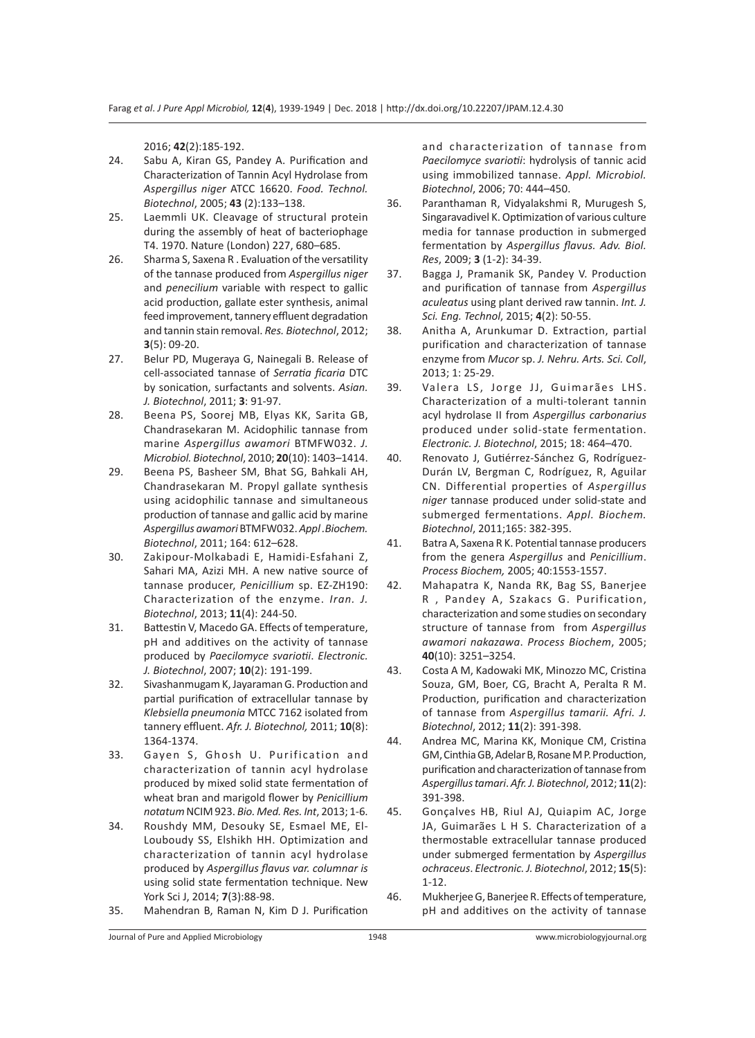2016; **42**(2):185-192.

24. Sabu A, Kiran GS, Pandey A. Purification and Characterization of Tannin Acyl Hydrolase from *Aspergillus niger* ATCC 16620. *Food. Technol. Biotechnol*, 2005; **43** (2):133–138.
25. Laemmli UK. Cleavage of structural protein during the assembly of heat of bacteriophage T4. 1970. Nature (London) 227, 680–685.
26. Sharma S, Saxena R . Evaluation of the versatility of the tannase produced from *Aspergillus niger* and *penecilium* variable with respect to gallic acid production, gallate ester synthesis, animal feed improvement, tannery effluent degradation and tannin stain removal. *Res. Biotechnol*, 2012; **3**(5): 09-20.
27. Belur PD, Mugeraya G, Nainegali B. Release of cell-associated tannase of *Serratia ficaria* DTC by sonication, surfactants and solvents. *Asian. J. Biotechnol*, 2011; **3**: 91-97.
28. Beena PS, Soorej MB, Elyas KK, Sarita GB, Chandrasekaran M. Acidophilic tannase from marine *Aspergillus awamori* BTMFW032. *J. Microbiol. Biotechnol*, 2010; **20**(10): 1403–1414.
29. Beena PS, Basheer SM, Bhat SG, Bahkali AH, Chandrasekaran M. Propyl gallate synthesis using acidophilic tannase and simultaneous production of tannase and gallic acid by marine *Aspergillus awamori* BTMFW032. *Appl .Biochem. Biotechnol*, 2011; 164: 612–628.
30. Zakipour-Molkabadi E, Hamidi-Esfahani Z, Sahari MA, Azizi MH. A new native source of tannase producer, *Penicillium* sp. EZ-ZH190: Characterization of the enzyme. *Iran. J. Biotechnol*, 2013; **11**(4): 244-50.
31. Battestin V, Macedo GA. Effects of temperature, pH and additives on the activity of tannase produced by *Paecilomyce svariotii*. *Electronic. J. Biotechnol*, 2007; **10**(2): 191-199.
32. Sivashanmugam K, Jayaraman G. Production and partial purification of extracellular tannase by *Klebsiella pneumonia* MTCC 7162 isolated from tannery effluent. *Afr. J. Biotechnol,* 2011; **10**(8): 1364-1374.
33. Gayen S, Ghosh U. Purification and characterization of tannin acyl hydrolase produced by mixed solid state fermentation of wheat bran and marigold flower by *Penicillium notatum* NCIM 923. *Bio. Med. Res. Int*, 2013; 1-6.
34. Roushdy MM, Desouky SE, Esmael ME, El-Louboudy SS, Elshikh HH. Optimization and characterization of tannin acyl hydrolase produced by *Aspergillus flavus var. columnar is* using solid state fermentation technique. New York Sci J, 2014; **7**(3):88-98.
35. Mahendran B, Raman N, Kim D J. Purification and characterization of tannase from *Paecilomyce svariotii*: hydrolysis of tannic acid using immobilized tannase. *Appl. Microbiol. Biotechnol*, 2006; 70: 444–450.
36. Paranthaman R, Vidyalakshmi R, Murugesh S, Singaravadivel K. Optimization of various culture media for tannase production in submerged fermentation by *Aspergillus flavus. Adv. Biol. Res*, 2009; **3** (1-2): 34-39.
37. Bagga J, Pramanik SK, Pandey V. Production and purification of tannase from *Aspergillus aculeatus* using plant derived raw tannin. *Int. J. Sci. Eng. Technol*, 2015; **4**(2): 50-55.
38. Anitha A, Arunkumar D. Extraction, partial purification and characterization of tannase enzyme from *Mucor* sp. *J. Nehru. Arts. Sci. Coll*, 2013; 1: 25-29.
39. Valera LS, Jorge JJ, Guimarães LHS. Characterization of a multi-tolerant tannin acyl hydrolase II from *Aspergillus carbonarius* produced under solid-state fermentation. *Electronic. J. Biotechnol*, 2015; 18: 464–470.
40. Renovato J, Gutiérrez-Sánchez G, Rodríguez-Durán LV, Bergman C, Rodríguez, R, Aguilar CN. Differential properties of *Aspergillus niger* tannase produced under solid-state and submerged fermentations. *Appl. Biochem. Biotechnol*, 2011;165: 382-395.
41. Batra A, Saxena R K. Potential tannase producers from the genera *Aspergillus* and *Penicillium*. *Process Biochem,* 2005; 40:1553-1557.
42. Mahapatra K, Nanda RK, Bag SS, Banerjee R , Pandey A, Szakacs G. Purification, characterization and some studies on secondary structure of tannase from from *Aspergillus awamori nakazawa*. *Process Biochem*, 2005; **40**(10): 3251–3254.
43. Costa A M, Kadowaki MK, Minozzo MC, Cristina Souza, GM, Boer, CG, Bracht A, Peralta R M. Production, purification and characterization of tannase from *Aspergillus tamarii. Afri. J. Biotechnol*, 2012; **11**(2): 391-398.
44. Andrea MC, Marina KK, Monique CM, Cristina GM, Cinthia GB, Adelar B, Rosane M P. Production, purification and characterization of tannase from *Aspergillus tamari*. *Afr. J. Biotechnol*, 2012; **11**(2): 391-398.
45. Gonçalves HB, Riul AJ, Quiapim AC, Jorge JA, Guimarães L H S. Characterization of a thermostable extracellular tannase produced under submerged fermentation by *Aspergillus ochraceus*. *Electronic. J. Biotechnol*, 2012; **15**(5): 1-12.
46. Mukherjee G, Banerjee R. Effects of temperature, pH and additives on the activity of tannase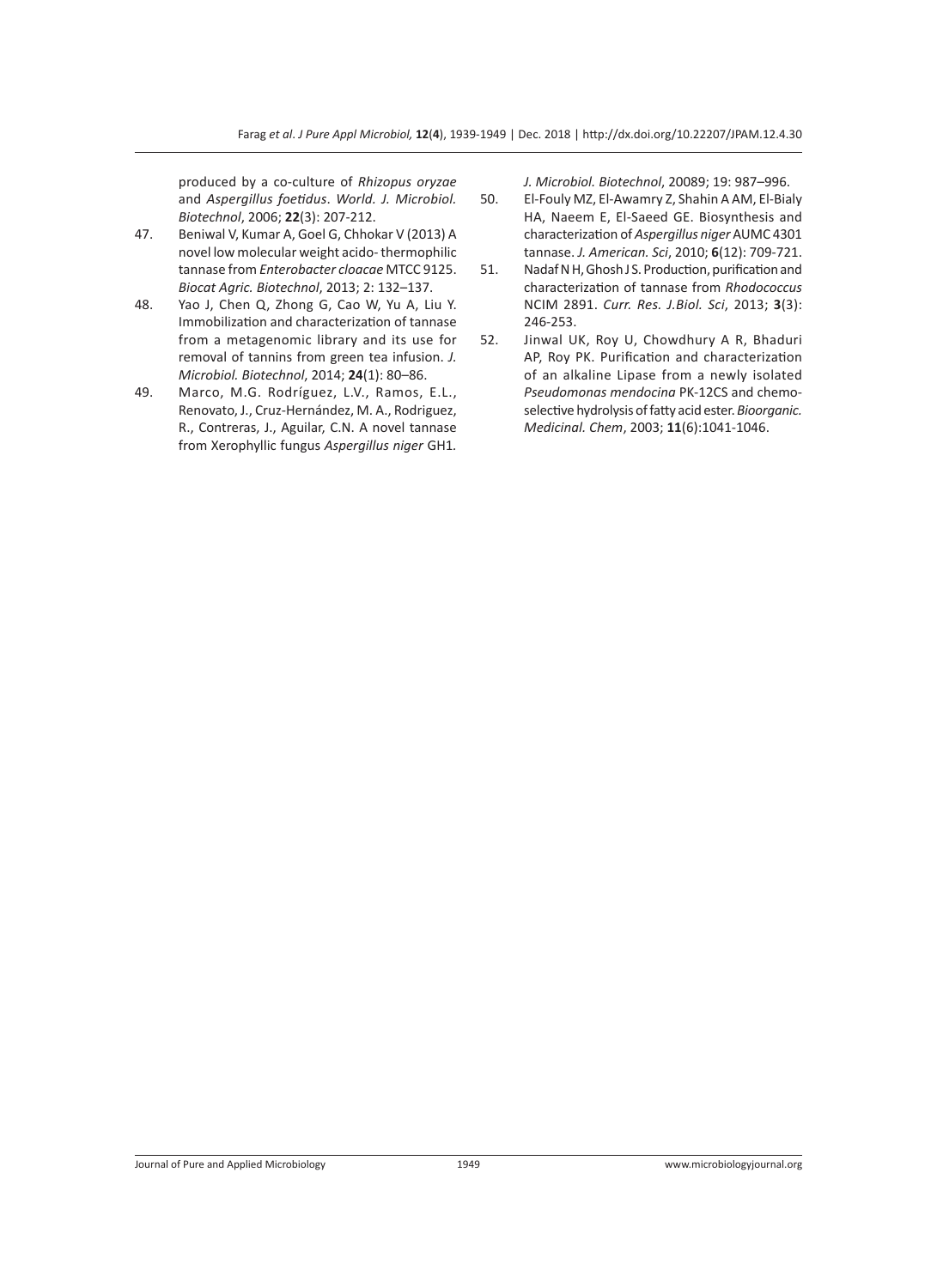produced by a co-culture of *Rhizopus oryzae* and *Aspergillus foetidus*. *World. J. Microbiol. Biotechnol*, 2006; **22**(3): 207-212.

47. Beniwal V, Kumar A, Goel G, Chhokar V (2013) A novel low molecular weight acido- thermophilic tannase from *Enterobacter cloacae* MTCC 9125. *Biocat Agric. Biotechnol*, 2013; 2: 132–137.
48. Yao J, Chen Q, Zhong G, Cao W, Yu A, Liu Y. Immobilization and characterization of tannase from a metagenomic library and its use for removal of tannins from green tea infusion. *J. Microbiol. Biotechnol*, 2014; **24**(1): 80–86.
49. Marco, M.G. Rodríguez, L.V., Ramos, E.L., Renovato, J., Cruz-Hernández, M. A., Rodriguez, R., Contreras, J., Aguilar, C.N. A novel tannase from Xerophyllic fungus *Aspergillus niger* GH1. *J. Microbiol. Biotechnol*, 20089; 19: 987–996.
50. El-Fouly MZ, El-Awamry Z, Shahin A AM, El-Bialy HA, Naeem E, El-Saeed GE. Biosynthesis and characterization of *Aspergillus niger* AUMC 4301 tannase. *J. American. Sci*, 2010; **6**(12): 709-721.
51. Nadaf N H, Ghosh J S. Production, purification and characterization of tannase from *Rhodococcus* NCIM 2891. *Curr. Res. J.Biol. Sci*, 2013; **3**(3): 246-253.
52. Jinwal UK, Roy U, Chowdhury A R, Bhaduri AP, Roy PK. Purification and characterization of an alkaline Lipase from a newly isolated *Pseudomonas mendocina* PK-12CS and chemo-selective hydrolysis of fatty acid ester. *Bioorganic. Medicinal. Chem*, 2003; **11**(6):1041-1046.